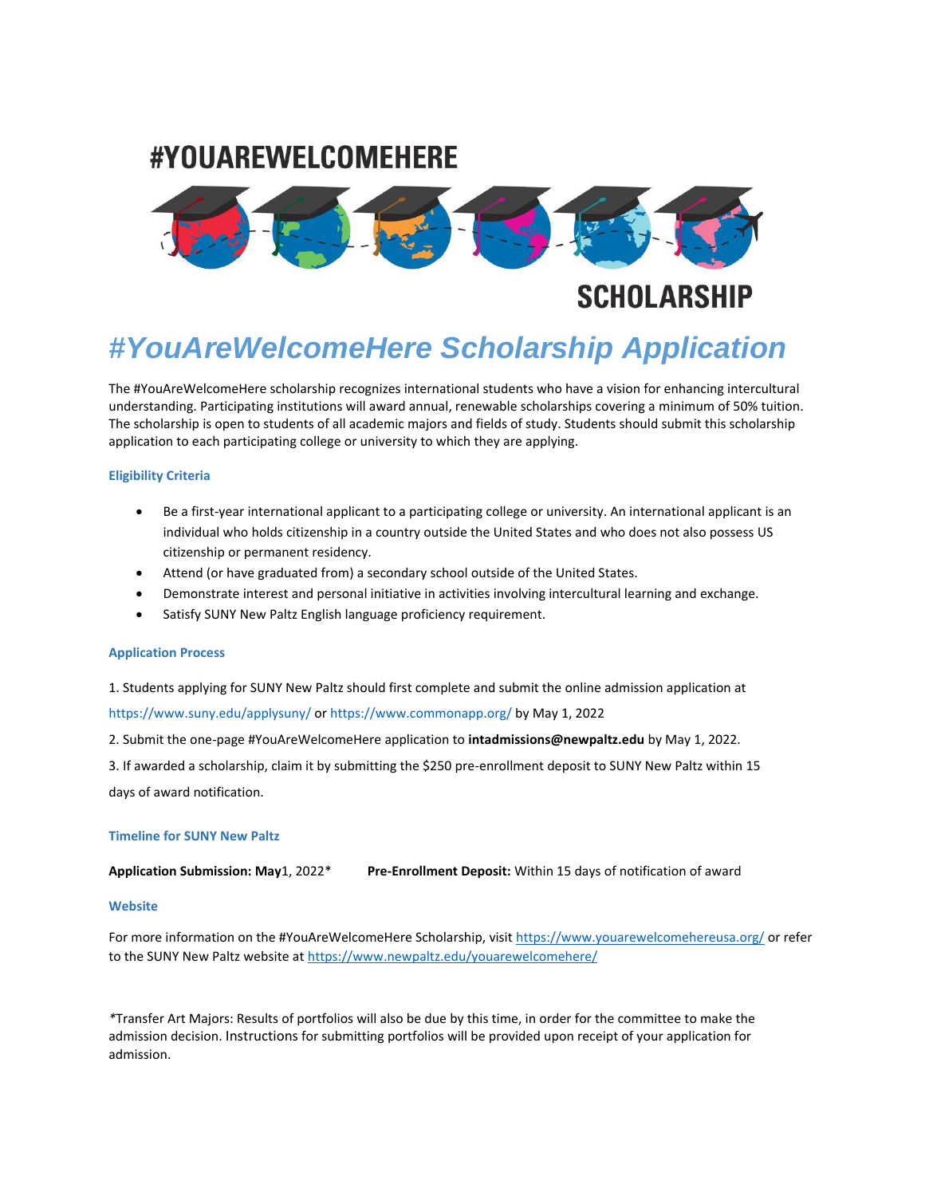# #YOUAREWELCOMEHERE SCHOLARSHIP

## #YouAreWelcomeHere Scholarship Application

The #YouAreWelcomeHere scholarship recognizes international students who have a vision for enhancing intercultural understanding. Participating institutions will award annual, renewable scholarships covering a minimum of 50% tuition. The scholarship is open to students of all academic majors and fields of study. Students should submit this scholarship application to each participating college or university to which they are applying.

### Eligibility Criteria

- Be a first-year international applicant to a participating college or university. An international applicant is an individual who holds citizenship in a country outside the United States and who does not also possess US citizenship or permanent residency.
- Attend (or have graduated from) a secondary school outside of the United States.
- Demonstrate interest and personal initiative in activities involving intercultural learning and exchange.
- Satisfy SUNY New Paltz English language proficiency requirement.

### Application Process

1. Students applying for SUNY New Paltz should first complete and submit the online admission application at https://www.suny.edu/applysuny/ or https://www.commonapp.org/ by May 1, 2022
2. Submit the one-page #YouAreWelcomeHere application to **intadmissions@newpaltz.edu** by May 1, 2022.
3. If awarded a scholarship, claim it by submitting the $250 pre-enrollment deposit to SUNY New Paltz within 15 days of award notification.

### Timeline for SUNY New Paltz

**Application Submission: May**1, 2022*     **Pre-Enrollment Deposit:** Within 15 days of notification of award

### Website

For more information on the #YouAreWelcomeHere Scholarship, visit https://www.youarewelcomehereusa.org/ or refer to the SUNY New Paltz website at https://www.newpaltz.edu/youarewelcomehere/

*Transfer Art Majors: Results of portfolios will also be due by this time, in order for the committee to make the admission decision. Instructions for submitting portfolios will be provided upon receipt of your application for admission.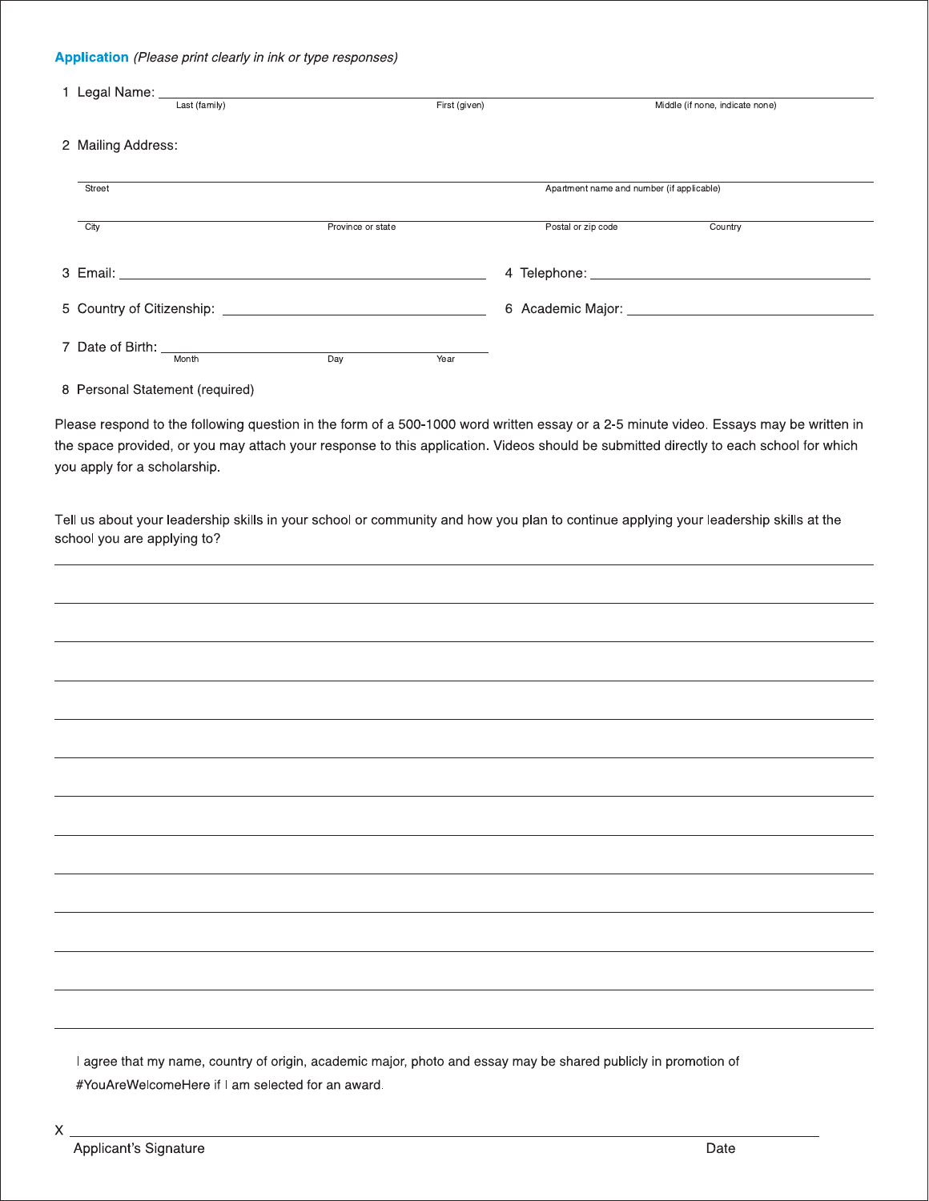## Application *(Please print clearly in ink or type responses)*

1 Legal Name: ______________________________________________

Last (family) First (given) Middle (if none, indicate none)

2 Mailing Address:

______________________________________________

Street Apartment name and number (if applicable)

______________________________________________

City Province or state Postal or zip code Country

3 Email: ______________________ 4 Telephone: ______________________

5 Country of Citizenship: ______________________ 6 Academic Major: ______________________

7 Date of Birth: ______________________

Month Day Year

8 Personal Statement (required)

Please respond to the following question in the form of a 500-1000 word written essay or a 2-5 minute video. Essays may be written in the space provided, or you may attach your response to this application. Videos should be submitted directly to each school for which you apply for a scholarship.

Tell us about your leadership skills in your school or community and how you plan to continue applying your leadership skills at the school you are applying to?

______________________________________________

______________________________________________

______________________________________________

______________________________________________

______________________________________________

______________________________________________

______________________________________________

______________________________________________

______________________________________________

______________________________________________

______________________________________________

______________________________________________

I agree that my name, country of origin, academic major, photo and essay may be shared publicly in promotion of #YouAreWelcomeHere if I am selected for an award.

X ______________________________________________

Applicant's Signature Date